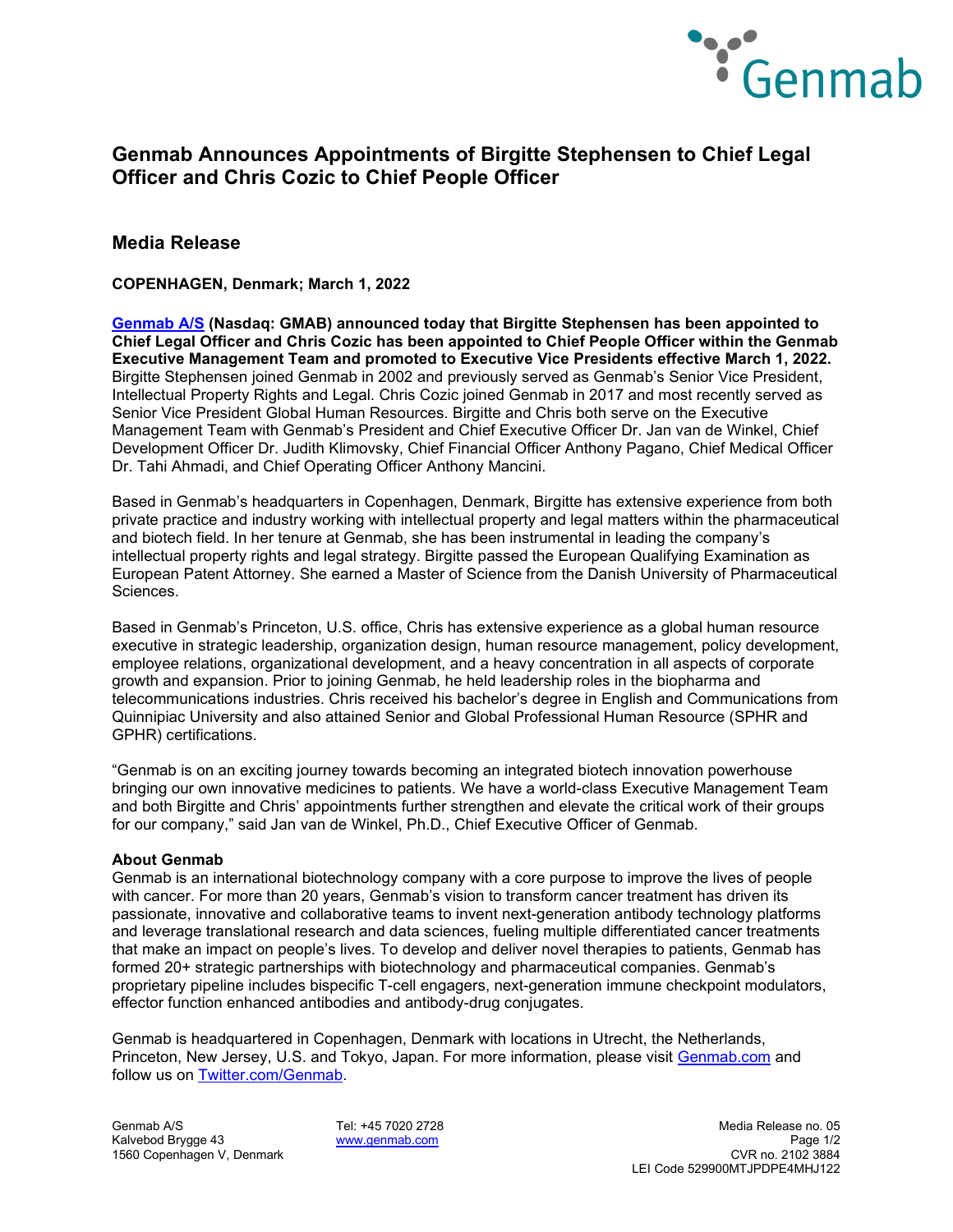# Genmab Announces Appointments of Birgitte Stephensen to Chief Legal Officer and Chris Cozic to Chief People Officer

## Media Release

**COPENHAGEN, Denmark; March 1, 2022**

**Genmab A/S (Nasdaq: GMAB) announced today that Birgitte Stephensen has been appointed to Chief Legal Officer and Chris Cozic has been appointed to Chief People Officer within the Genmab Executive Management Team and promoted to Executive Vice Presidents effective March 1, 2022.** Birgitte Stephensen joined Genmab in 2002 and previously served as Genmab's Senior Vice President, Intellectual Property Rights and Legal. Chris Cozic joined Genmab in 2017 and most recently served as Senior Vice President Global Human Resources. Birgitte and Chris both serve on the Executive Management Team with Genmab's President and Chief Executive Officer Dr. Jan van de Winkel, Chief Development Officer Dr. Judith Klimovsky, Chief Financial Officer Anthony Pagano, Chief Medical Officer Dr. Tahi Ahmadi, and Chief Operating Officer Anthony Mancini.

Based in Genmab's headquarters in Copenhagen, Denmark, Birgitte has extensive experience from both private practice and industry working with intellectual property and legal matters within the pharmaceutical and biotech field. In her tenure at Genmab, she has been instrumental in leading the company's intellectual property rights and legal strategy. Birgitte passed the European Qualifying Examination as European Patent Attorney. She earned a Master of Science from the Danish University of Pharmaceutical Sciences.

Based in Genmab's Princeton, U.S. office, Chris has extensive experience as a global human resource executive in strategic leadership, organization design, human resource management, policy development, employee relations, organizational development, and a heavy concentration in all aspects of corporate growth and expansion. Prior to joining Genmab, he held leadership roles in the biopharma and telecommunications industries. Chris received his bachelor's degree in English and Communications from Quinnipiac University and also attained Senior and Global Professional Human Resource (SPHR and GPHR) certifications.

"Genmab is on an exciting journey towards becoming an integrated biotech innovation powerhouse bringing our own innovative medicines to patients. We have a world-class Executive Management Team and both Birgitte and Chris' appointments further strengthen and elevate the critical work of their groups for our company," said Jan van de Winkel, Ph.D., Chief Executive Officer of Genmab.

**About Genmab**

Genmab is an international biotechnology company with a core purpose to improve the lives of people with cancer. For more than 20 years, Genmab's vision to transform cancer treatment has driven its passionate, innovative and collaborative teams to invent next-generation antibody technology platforms and leverage translational research and data sciences, fueling multiple differentiated cancer treatments that make an impact on people's lives. To develop and deliver novel therapies to patients, Genmab has formed 20+ strategic partnerships with biotechnology and pharmaceutical companies. Genmab's proprietary pipeline includes bispecific T-cell engagers, next-generation immune checkpoint modulators, effector function enhanced antibodies and antibody-drug conjugates.

Genmab is headquartered in Copenhagen, Denmark with locations in Utrecht, the Netherlands, Princeton, New Jersey, U.S. and Tokyo, Japan. For more information, please visit Genmab.com and follow us on Twitter.com/Genmab.

Genmab A/S
Kalvebod Brygge 43
1560 Copenhagen V, Denmark

Tel: +45 7020 2728
www.genmab.com

Media Release no. 05
CVR no. 2102 3884
LEI Code 529900MTJPDPE4MHJ122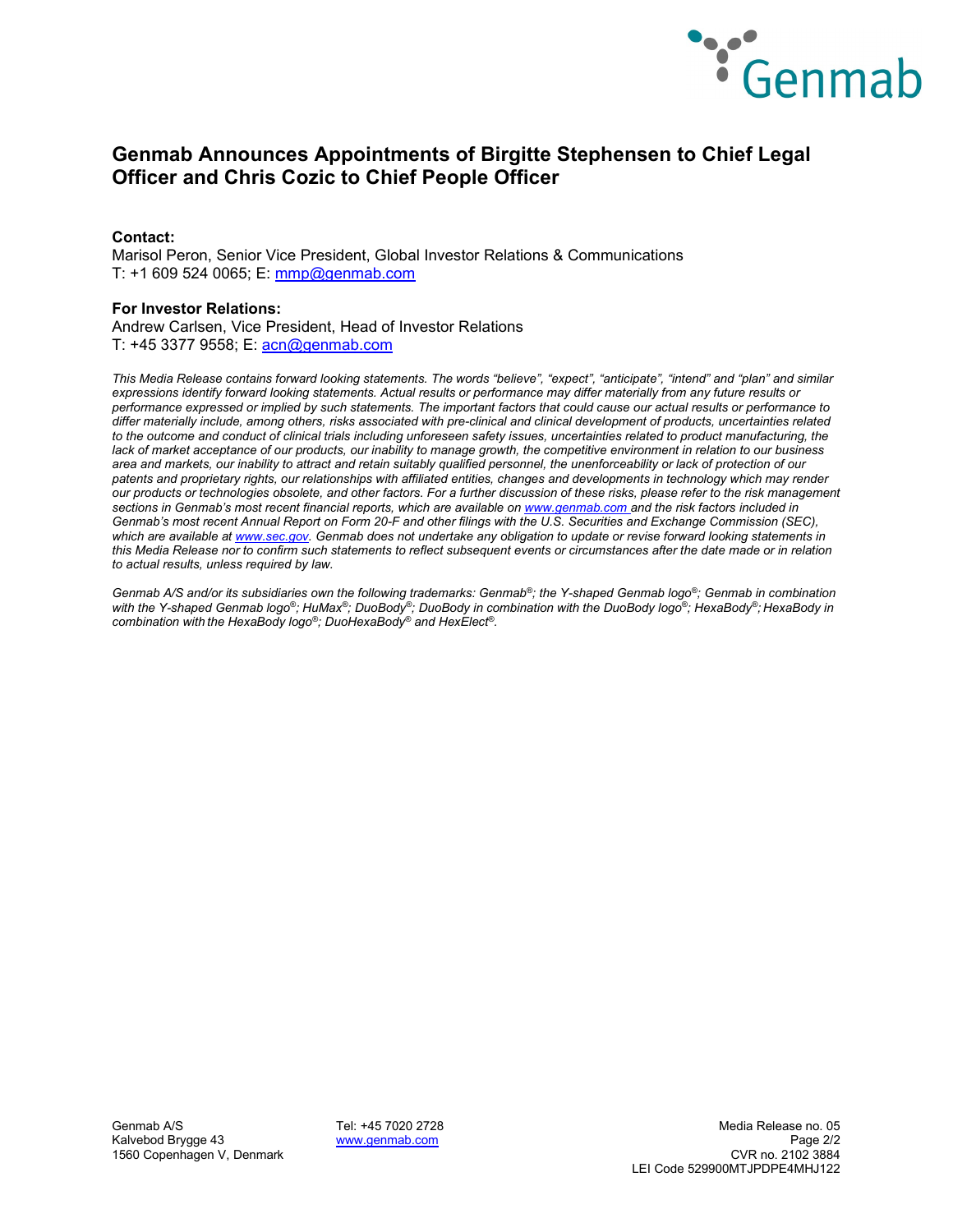## Genmab Announces Appointments of Birgitte Stephensen to Chief Legal Officer and Chris Cozic to Chief People Officer

**Contact:**
Marisol Peron, Senior Vice President, Global Investor Relations & Communications
T: +1 609 524 0065; E: mmp@genmab.com

**For Investor Relations:**
Andrew Carlsen, Vice President, Head of Investor Relations
T: +45 3377 9558; E: acn@genmab.com

*This Media Release contains forward looking statements. The words "believe", "expect", "anticipate", "intend" and "plan" and similar expressions identify forward looking statements. Actual results or performance may differ materially from any future results or performance expressed or implied by such statements. The important factors that could cause our actual results or performance to differ materially include, among others, risks associated with pre-clinical and clinical development of products, uncertainties related to the outcome and conduct of clinical trials including unforeseen safety issues, uncertainties related to product manufacturing, the lack of market acceptance of our products, our inability to manage growth, the competitive environment in relation to our business area and markets, our inability to attract and retain suitably qualified personnel, the unenforceability or lack of protection of our patents and proprietary rights, our relationships with affiliated entities, changes and developments in technology which may render our products or technologies obsolete, and other factors. For a further discussion of these risks, please refer to the risk management sections in Genmab's most recent financial reports, which are available on www.genmab.com and the risk factors included in Genmab's most recent Annual Report on Form 20-F and other filings with the U.S. Securities and Exchange Commission (SEC), which are available at www.sec.gov. Genmab does not undertake any obligation to update or revise forward looking statements in this Media Release nor to confirm such statements to reflect subsequent events or circumstances after the date made or in relation to actual results, unless required by law.*

*Genmab A/S and/or its subsidiaries own the following trademarks: Genmab®; the Y-shaped Genmab logo®; Genmab in combination with the Y-shaped Genmab logo®; HuMax®; DuoBody®; DuoBody in combination with the DuoBody logo®; HexaBody®; HexaBody in combination with the HexaBody logo®; DuoHexaBody® and HexElect®.*

Genmab A/S
Kalvebod Brygge 43
1560 Copenhagen V, Denmark

Tel: +45 7020 2728
www.genmab.com

Media Release no. 05
CVR no. 2102 3884
LEI Code 529900MTJPDPE4MHJ122